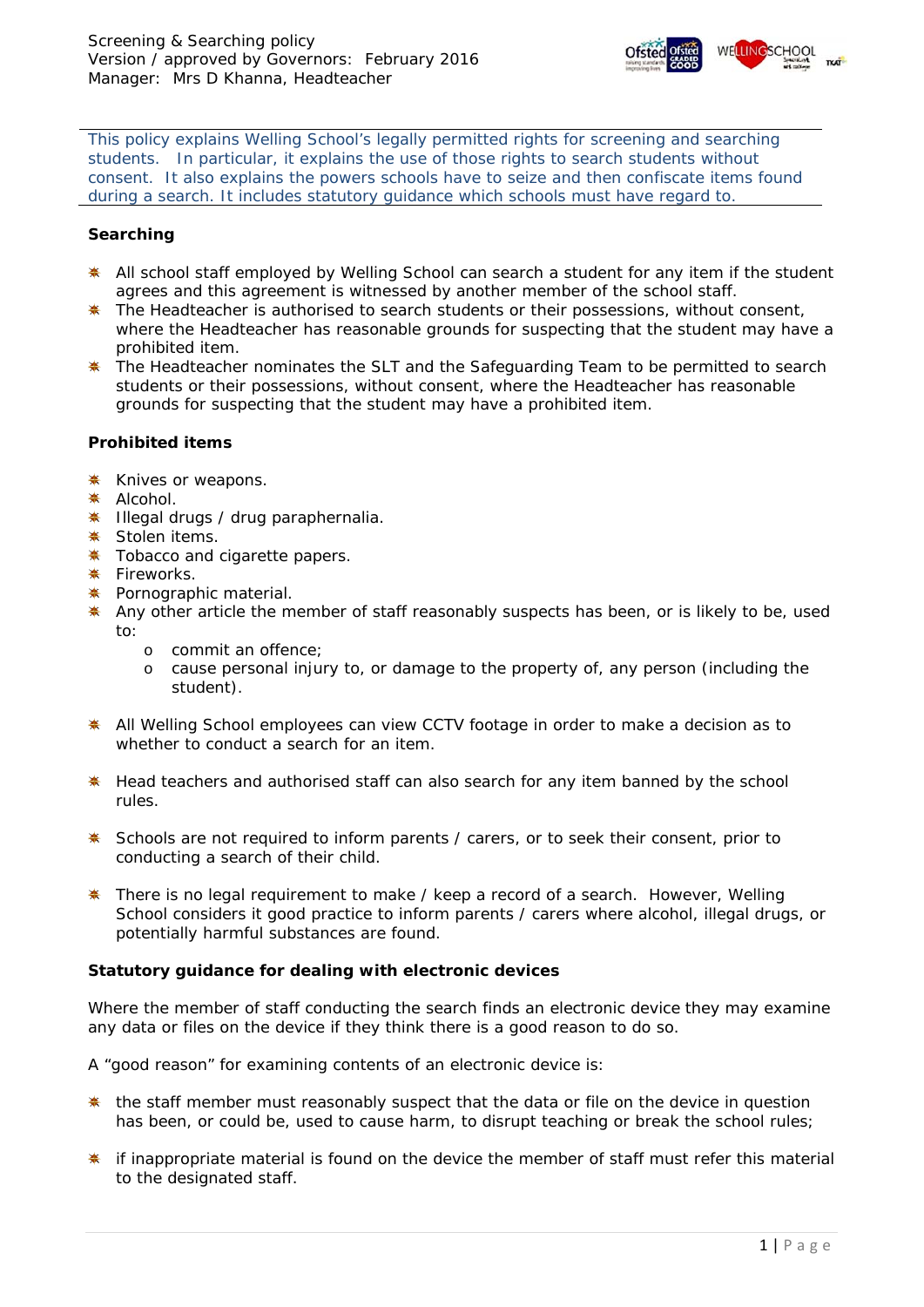Screening & Searching policy
Version / approved by Governors: February 2016
Manager: Mrs D Khanna, Headteacher

This policy explains Welling School's legally permitted rights for screening and searching students. In particular, it explains the use of those rights to search students without consent. It also explains the powers schools have to seize and then confiscate items found during a search. It includes statutory guidance which schools must have regard to.

**Searching**

- All school staff employed by Welling School can search a student for any item if the student agrees and this agreement is witnessed by another member of the school staff.
- The Headteacher is authorised to search students or their possessions, without consent, where the Headteacher has reasonable grounds for suspecting that the student may have a prohibited item.
- The Headteacher nominates the SLT and the Safeguarding Team to be permitted to search students or their possessions, without consent, where the Headteacher has reasonable grounds for suspecting that the student may have a prohibited item.

**Prohibited items**

- Knives or weapons.
- Alcohol.
- Illegal drugs / drug paraphernalia.
- Stolen items.
- Tobacco and cigarette papers.
- Fireworks.
- Pornographic material.
- Any other article the member of staff reasonably suspects has been, or is likely to be, used to:
  - commit an offence;
  - cause personal injury to, or damage to the property of, any person (including the student).

- All Welling School employees can view CCTV footage in order to make a decision as to whether to conduct a search for an item.

- Head teachers and authorised staff can also search for any item banned by the school rules.

- Schools are not required to inform parents / carers, or to seek their consent, prior to conducting a search of their child.

- There is no legal requirement to make / keep a record of a search. However, Welling School considers it good practice to inform parents / carers where alcohol, illegal drugs, or potentially harmful substances are found.

**Statutory guidance for dealing with electronic devices**

Where the member of staff conducting the search finds an electronic device they may examine any data or files on the device if they think there is a good reason to do so.

A "good reason" for examining contents of an electronic device is:

- the staff member must reasonably suspect that the data or file on the device in question has been, or could be, used to cause harm, to disrupt teaching or break the school rules;

- if inappropriate material is found on the device the member of staff must refer this material to the designated staff.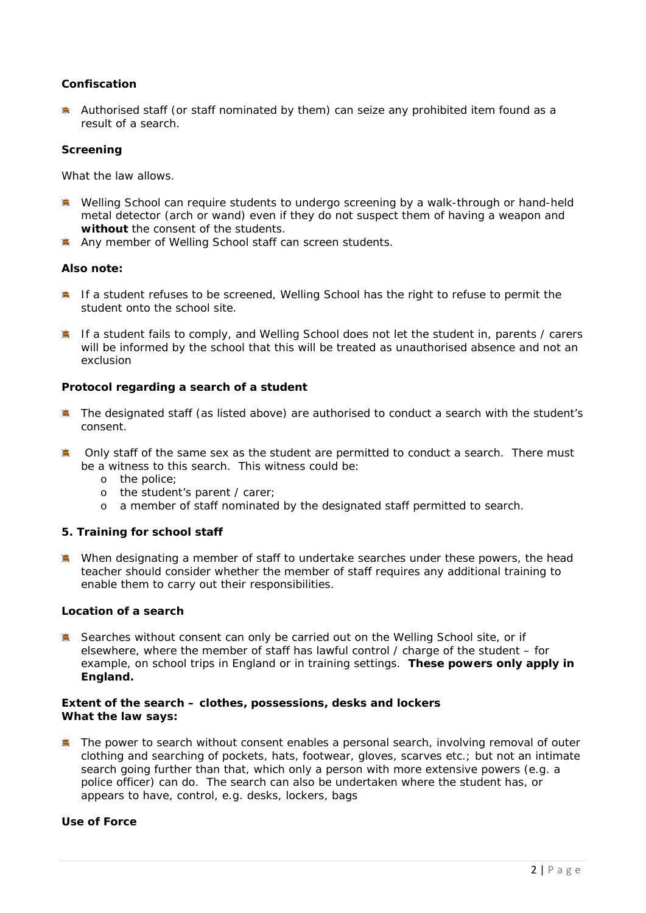**Confiscation**

- Authorised staff (or staff nominated by them) can seize any prohibited item found as a result of a search.

**Screening**

What the law allows.

- Welling School can require students to undergo screening by a walk-through or hand-held metal detector (arch or wand) even if they do not suspect them of having a weapon and **without** the consent of the students.
- Any member of Welling School staff can screen students.

**Also note:**

- If a student refuses to be screened, Welling School has the right to refuse to permit the student onto the school site.
- If a student fails to comply, and Welling School does not let the student in, parents / carers will be informed by the school that this will be treated as unauthorised absence and not an exclusion

**Protocol regarding a search of a student**

- The designated staff (as listed above) are authorised to conduct a search with the student's consent.
- Only staff of the same sex as the student are permitted to conduct a search. There must be a witness to this search. This witness could be:
  - the police;
  - the student's parent / carer;
  - a member of staff nominated by the designated staff permitted to search.

**5. Training for school staff**

- When designating a member of staff to undertake searches under these powers, the head teacher should consider whether the member of staff requires any additional training to enable them to carry out their responsibilities.

**Location of a search**

- Searches without consent can only be carried out on the Welling School site, or if elsewhere, where the member of staff has lawful control / charge of the student – for example, on school trips in England or in training settings. **These powers only apply in England.**

**Extent of the search – clothes, possessions, desks and lockers**
**What the law says:**

- The power to search without consent enables a personal search, involving removal of outer clothing and searching of pockets, hats, footwear, gloves, scarves etc.; but not an intimate search going further than that, which only a person with more extensive powers (e.g. a police officer) can do. The search can also be undertaken where the student has, or appears to have, control, e.g. desks, lockers, bags

**Use of Force**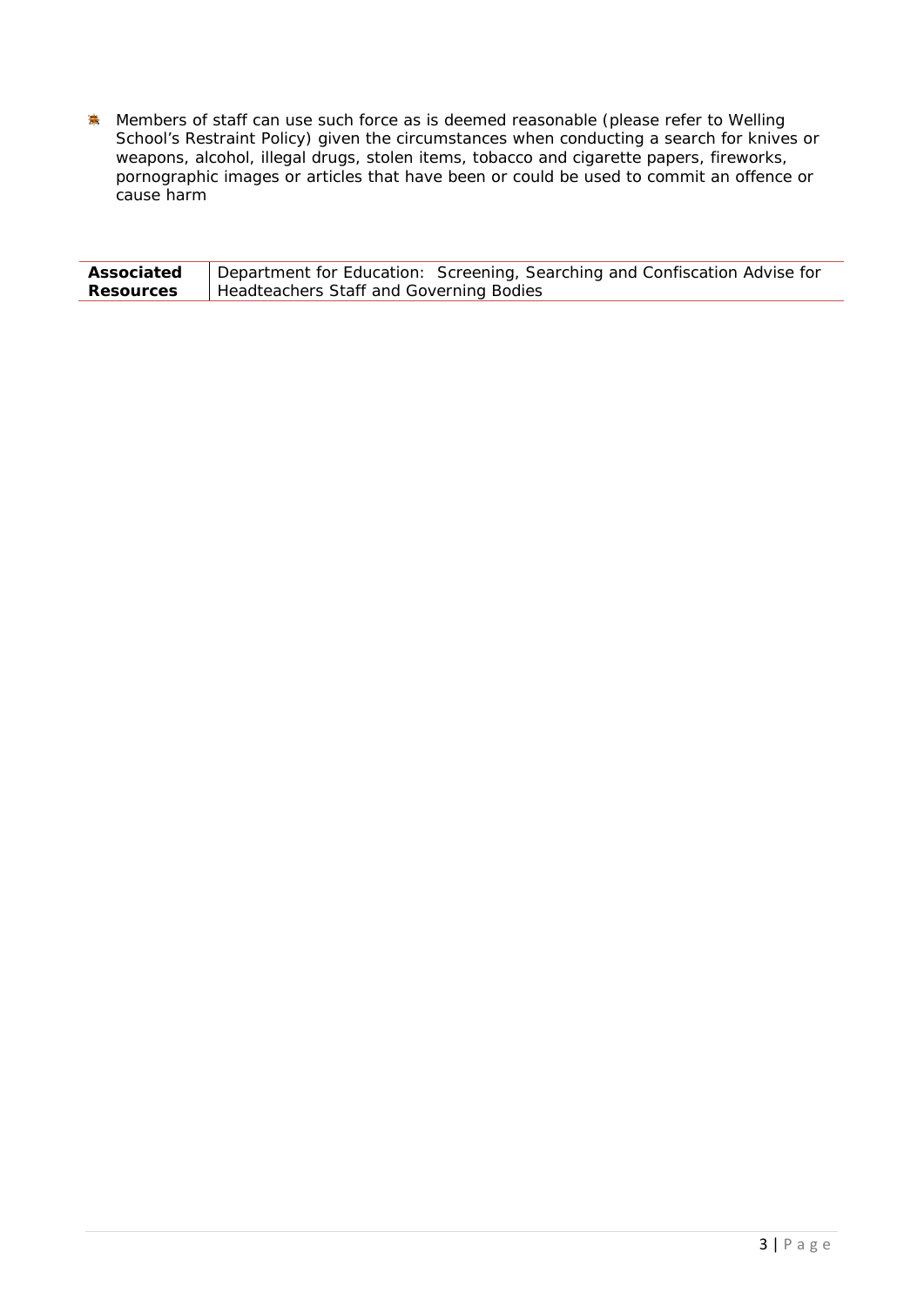- Members of staff can use such force as is deemed reasonable (please refer to Welling School's Restraint Policy) given the circumstances when conducting a search for knives or weapons, alcohol, illegal drugs, stolen items, tobacco and cigarette papers, fireworks, pornographic images or articles that have been or could be used to commit an offence or cause harm

| | |
|---|---|
| **Associated Resources** | Department for Education: Screening, Searching and Confiscation Advise for Headteachers Staff and Governing Bodies |